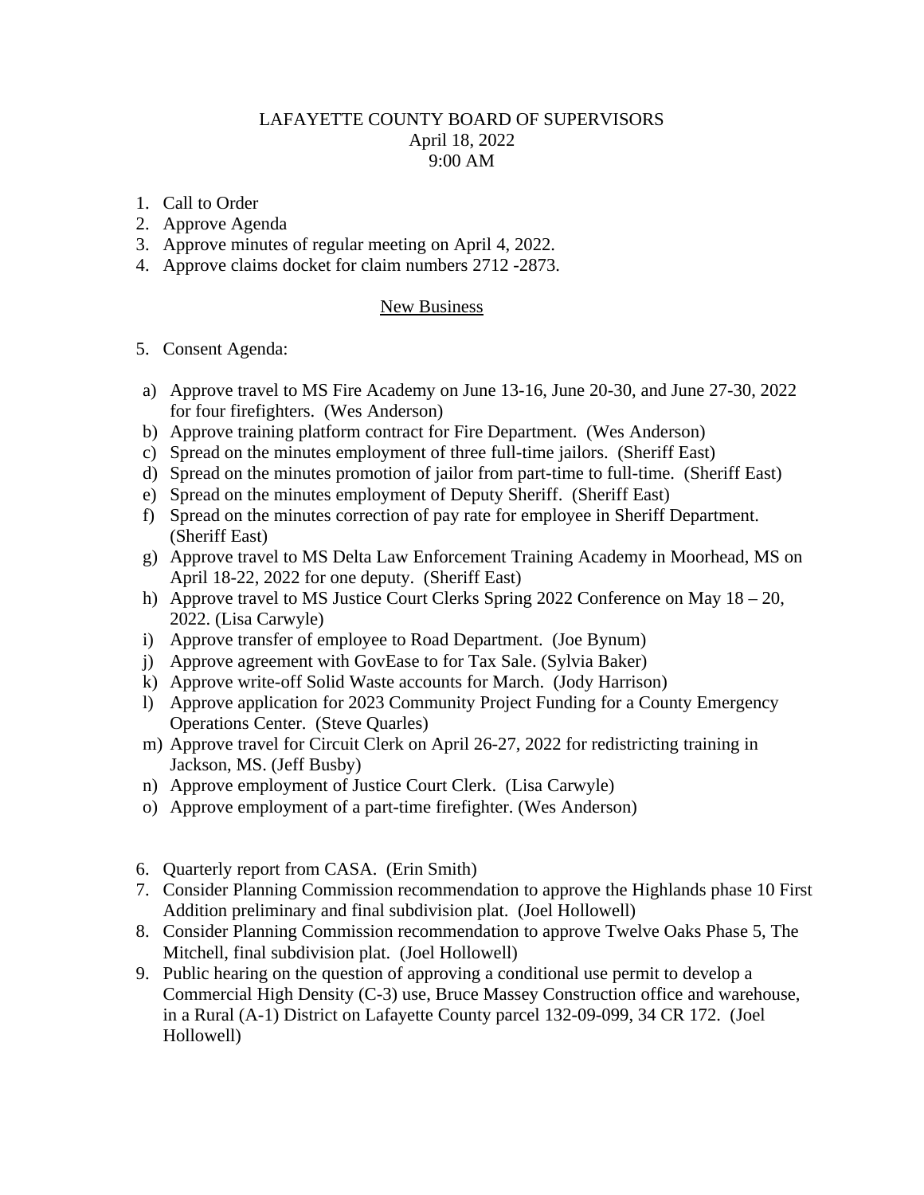# LAFAYETTE COUNTY BOARD OF SUPERVISORS
April 18, 2022
9:00 AM

1. Call to Order
2. Approve Agenda
3. Approve minutes of regular meeting on April 4, 2022.
4. Approve claims docket for claim numbers 2712 -2873.

## New Business

5. Consent Agenda:

   a) Approve travel to MS Fire Academy on June 13-16, June 20-30, and June 27-30, 2022 for four firefighters. (Wes Anderson)
   b) Approve training platform contract for Fire Department. (Wes Anderson)
   c) Spread on the minutes employment of three full-time jailors. (Sheriff East)
   d) Spread on the minutes promotion of jailor from part-time to full-time. (Sheriff East)
   e) Spread on the minutes employment of Deputy Sheriff. (Sheriff East)
   f) Spread on the minutes correction of pay rate for employee in Sheriff Department. (Sheriff East)
   g) Approve travel to MS Delta Law Enforcement Training Academy in Moorhead, MS on April 18-22, 2022 for one deputy. (Sheriff East)
   h) Approve travel to MS Justice Court Clerks Spring 2022 Conference on May 18 – 20, 2022. (Lisa Carwyle)
   i) Approve transfer of employee to Road Department. (Joe Bynum)
   j) Approve agreement with GovEase to for Tax Sale. (Sylvia Baker)
   k) Approve write-off Solid Waste accounts for March. (Jody Harrison)
   l) Approve application for 2023 Community Project Funding for a County Emergency Operations Center. (Steve Quarles)
   m) Approve travel for Circuit Clerk on April 26-27, 2022 for redistricting training in Jackson, MS. (Jeff Busby)
   n) Approve employment of Justice Court Clerk. (Lisa Carwyle)
   o) Approve employment of a part-time firefighter. (Wes Anderson)

6. Quarterly report from CASA. (Erin Smith)
7. Consider Planning Commission recommendation to approve the Highlands phase 10 First Addition preliminary and final subdivision plat. (Joel Hollowell)
8. Consider Planning Commission recommendation to approve Twelve Oaks Phase 5, The Mitchell, final subdivision plat. (Joel Hollowell)
9. Public hearing on the question of approving a conditional use permit to develop a Commercial High Density (C-3) use, Bruce Massey Construction office and warehouse, in a Rural (A-1) District on Lafayette County parcel 132-09-099, 34 CR 172. (Joel Hollowell)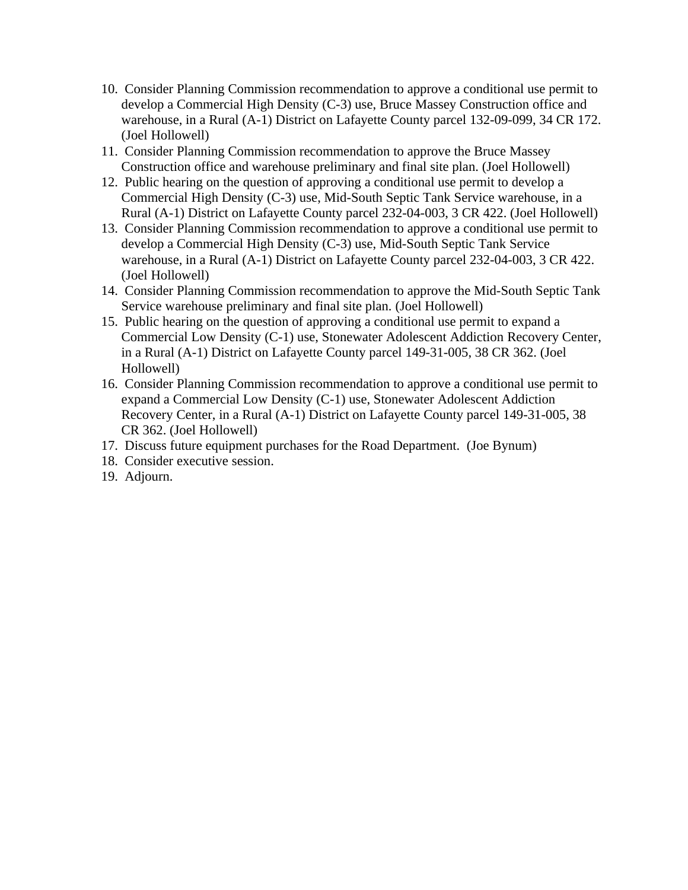10. Consider Planning Commission recommendation to approve a conditional use permit to develop a Commercial High Density (C-3) use, Bruce Massey Construction office and warehouse, in a Rural (A-1) District on Lafayette County parcel 132-09-099, 34 CR 172. (Joel Hollowell)
11. Consider Planning Commission recommendation to approve the Bruce Massey Construction office and warehouse preliminary and final site plan. (Joel Hollowell)
12. Public hearing on the question of approving a conditional use permit to develop a Commercial High Density (C-3) use, Mid-South Septic Tank Service warehouse, in a Rural (A-1) District on Lafayette County parcel 232-04-003, 3 CR 422. (Joel Hollowell)
13. Consider Planning Commission recommendation to approve a conditional use permit to develop a Commercial High Density (C-3) use, Mid-South Septic Tank Service warehouse, in a Rural (A-1) District on Lafayette County parcel 232-04-003, 3 CR 422. (Joel Hollowell)
14. Consider Planning Commission recommendation to approve the Mid-South Septic Tank Service warehouse preliminary and final site plan. (Joel Hollowell)
15. Public hearing on the question of approving a conditional use permit to expand a Commercial Low Density (C-1) use, Stonewater Adolescent Addiction Recovery Center, in a Rural (A-1) District on Lafayette County parcel 149-31-005, 38 CR 362. (Joel Hollowell)
16. Consider Planning Commission recommendation to approve a conditional use permit to expand a Commercial Low Density (C-1) use, Stonewater Adolescent Addiction Recovery Center, in a Rural (A-1) District on Lafayette County parcel 149-31-005, 38 CR 362. (Joel Hollowell)
17. Discuss future equipment purchases for the Road Department. (Joe Bynum)
18. Consider executive session.
19. Adjourn.